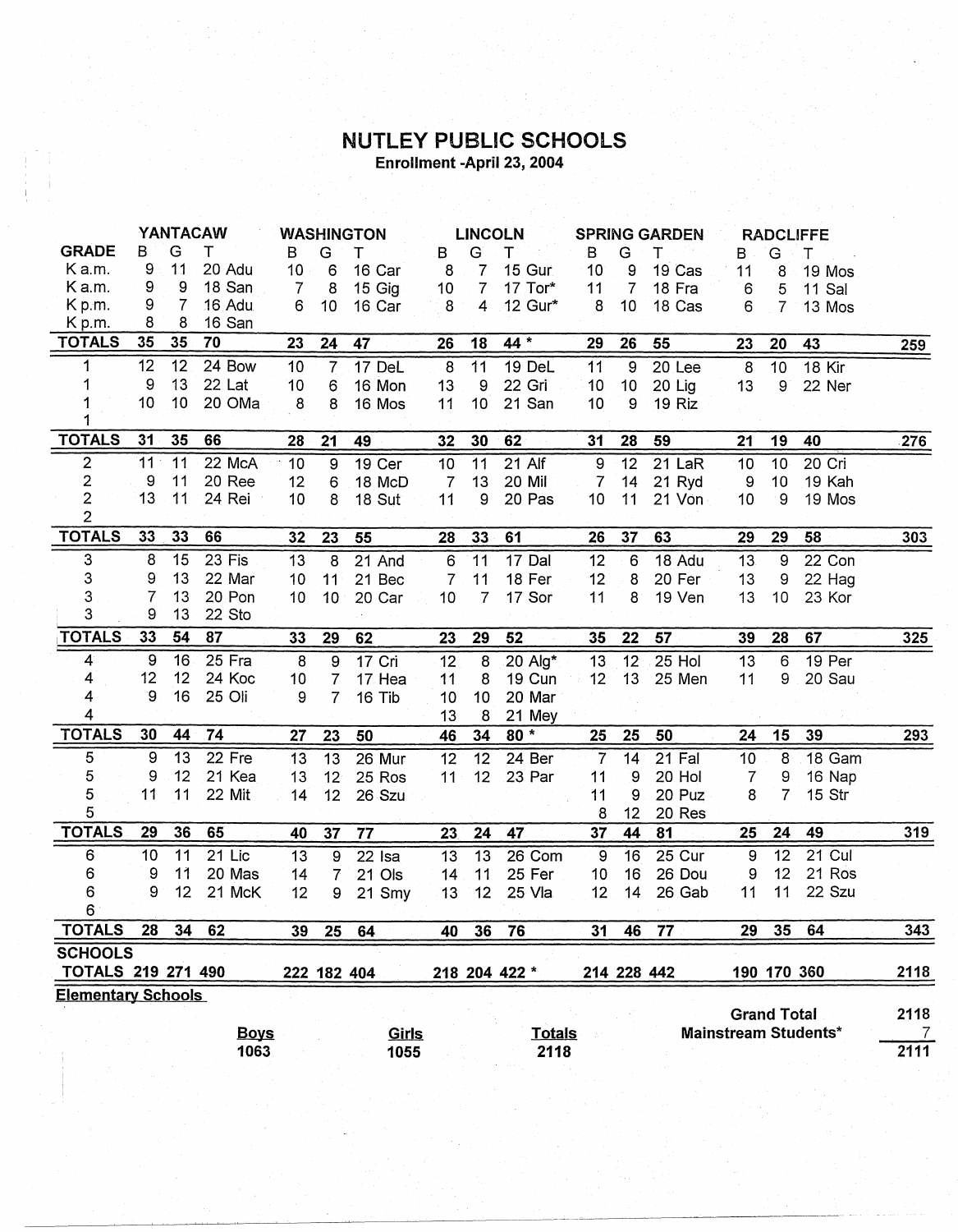# NUTLEY PUBLIC SCHOOLS

**Enrollment -April 23, 2004**

| GRADE | YANTACAW B | G | T | | WASHINGTON B | G | T | | LINCOLN B | G | T | | SPRING GARDEN B | G | T | | RADCLIFFE B | G | T | | |
|---|---|---|---|---|---|---|---|---|---|---|---|---|---|---|---|---|---|---|---|---|---|
| K a.m. | 9 | 11 | 20 | Adu | 10 | 6 | 16 | Car | 8 | 7 | 15 | Gur | 10 | 9 | 19 | Cas | 11 | 8 | 19 | Mos | |
| K a.m. | 9 | 9 | 18 | San | 7 | 8 | 15 | Gig | 10 | 7 | 17 | Tor* | 11 | 7 | 18 | Fra | 6 | 5 | 11 | Sal | |
| K p.m. | 9 | 7 | 16 | Adu | 6 | 10 | 16 | Car | 8 | 4 | 12 | Gur* | 8 | 10 | 18 | Cas | 6 | 7 | 13 | Mos | |
| K p.m. | 8 | 8 | 16 | San | | | | | | | | | | | | | | | | | |
| **TOTALS** | **35** | **35** | **70** | | **23** | **24** | **47** | | **26** | **18** | **44 *** | | **29** | **26** | **55** | | **23** | **20** | **43** | | **259** |
| 1 | 12 | 12 | 24 | Bow | 10 | 7 | 17 | DeL | 8 | 11 | 19 | DeL | 11 | 9 | 20 | Lee | 8 | 10 | 18 | Kir | |
| 1 | 9 | 13 | 22 | Lat | 10 | 6 | 16 | Mon | 13 | 9 | 22 | Gri | 10 | 10 | 20 | Lig | 13 | 9 | 22 | Ner | |
| 1 | 10 | 10 | 20 | OMa | 8 | 8 | 16 | Mos | 11 | 10 | 21 | San | 10 | 9 | 19 | Riz | | | | | |
| 1 | | | | | | | | | | | | | | | | | | | | | |
| **TOTALS** | **31** | **35** | **66** | | **28** | **21** | **49** | | **32** | **30** | **62** | | **31** | **28** | **59** | | **21** | **19** | **40** | | **276** |
| 2 | 11 | 11 | 22 | McA | 10 | 9 | 19 | Cer | 10 | 11 | 21 | Alf | 9 | 12 | 21 | LaR | 10 | 10 | 20 | Cri | |
| 2 | 9 | 11 | 20 | Ree | 12 | 6 | 18 | McD | 7 | 13 | 20 | Mil | 7 | 14 | 21 | Ryd | 9 | 10 | 19 | Kah | |
| 2 | 13 | 11 | 24 | Rei | 10 | 8 | 18 | Sut | 11 | 9 | 20 | Pas | 10 | 11 | 21 | Von | 10 | 9 | 19 | Mos | |
| 2 | | | | | | | | | | | | | | | | | | | | | |
| **TOTALS** | **33** | **33** | **66** | | **32** | **23** | **55** | | **28** | **33** | **61** | | **26** | **37** | **63** | | **29** | **29** | **58** | | **303** |
| 3 | 8 | 15 | 23 | Fis | 13 | 8 | 21 | And | 6 | 11 | 17 | Dal | 12 | 6 | 18 | Adu | 13 | 9 | 22 | Con | |
| 3 | 9 | 13 | 22 | Mar | 10 | 11 | 21 | Bec | 7 | 11 | 18 | Fer | 12 | 8 | 20 | Fer | 13 | 9 | 22 | Hag | |
| 3 | 7 | 13 | 20 | Pon | 10 | 10 | 20 | Car | 10 | 7 | 17 | Sor | 11 | 8 | 19 | Ven | 13 | 10 | 23 | Kor | |
| 3 | 9 | 13 | 22 | Sto | | | | | | | | | | | | | | | | | |
| **TOTALS** | **33** | **54** | **87** | | **33** | **29** | **62** | | **23** | **29** | **52** | | **35** | **22** | **57** | | **39** | **28** | **67** | | **325** |
| 4 | 9 | 16 | 25 | Fra | 8 | 9 | 17 | Cri | 12 | 8 | 20 | Alg* | 13 | 12 | 25 | Hol | 13 | 6 | 19 | Per | |
| 4 | 12 | 12 | 24 | Koc | 10 | 7 | 17 | Hea | 11 | 8 | 19 | Cun | 12 | 13 | 25 | Men | 11 | 9 | 20 | Sau | |
| 4 | 9 | 16 | 25 | Oli | 9 | 7 | 16 | Tib | 10 | 10 | 20 | Mar | | | | | | | | | |
| 4 | | | | | | | | | 13 | 8 | 21 | Mey | | | | | | | | | |
| **TOTALS** | **30** | **44** | **74** | | **27** | **23** | **50** | | **46** | **34** | **80 *** | | **25** | **25** | **50** | | **24** | **15** | **39** | | **293** |
| 5 | 9 | 13 | 22 | Fre | 13 | 13 | 26 | Mur | 12 | 12 | 24 | Ber | 7 | 14 | 21 | Fal | 10 | 8 | 18 | Gam | |
| 5 | 9 | 12 | 21 | Kea | 13 | 12 | 25 | Ros | 11 | 12 | 23 | Par | 11 | 9 | 20 | Hol | 7 | 9 | 16 | Nap | |
| 5 | 11 | 11 | 22 | Mit | 14 | 12 | 26 | Szu | | | | | 11 | 9 | 20 | Puz | 8 | 7 | 15 | Str | |
| 5 | | | | | | | | | | | | | 8 | 12 | 20 | Res | | | | | |
| **TOTALS** | **29** | **36** | **65** | | **40** | **37** | **77** | | **23** | **24** | **47** | | **37** | **44** | **81** | | **25** | **24** | **49** | | **319** |
| 6 | 10 | 11 | 21 | Lic | 13 | 9 | 22 | Isa | 13 | 13 | 26 | Com | 9 | 16 | 25 | Cur | 9 | 12 | 21 | Cul | |
| 6 | 9 | 11 | 20 | Mas | 14 | 7 | 21 | Ols | 14 | 11 | 25 | Fer | 10 | 16 | 26 | Dou | 9 | 12 | 21 | Ros | |
| 6 | 9 | 12 | 21 | McK | 12 | 9 | 21 | Smy | 13 | 12 | 25 | Vla | 12 | 14 | 26 | Gab | 11 | 11 | 22 | Szu | |
| 6 | | | | | | | | | | | | | | | | | | | | | |
| **TOTALS** | **28** | **34** | **62** | | **39** | **25** | **64** | | **40** | **36** | **76** | | **31** | **46** | **77** | | **29** | **35** | **64** | | **343** |
| **SCHOOLS TOTALS** | **219** | **271** | **490** | | **222** | **182** | **404** | | **218** | **204** | **422 *** | | **214** | **228** | **442** | | **190** | **170** | **360** | | **2118** |

**Elementary Schools**

| Boys | Girls | Totals |
|---|---|---|
| 1063 | 1055 | 2118 |

| | |
|---|---|
| **Grand Total** | **2118** |
| **Mainstream Students*** | **7** |
| | **2111** |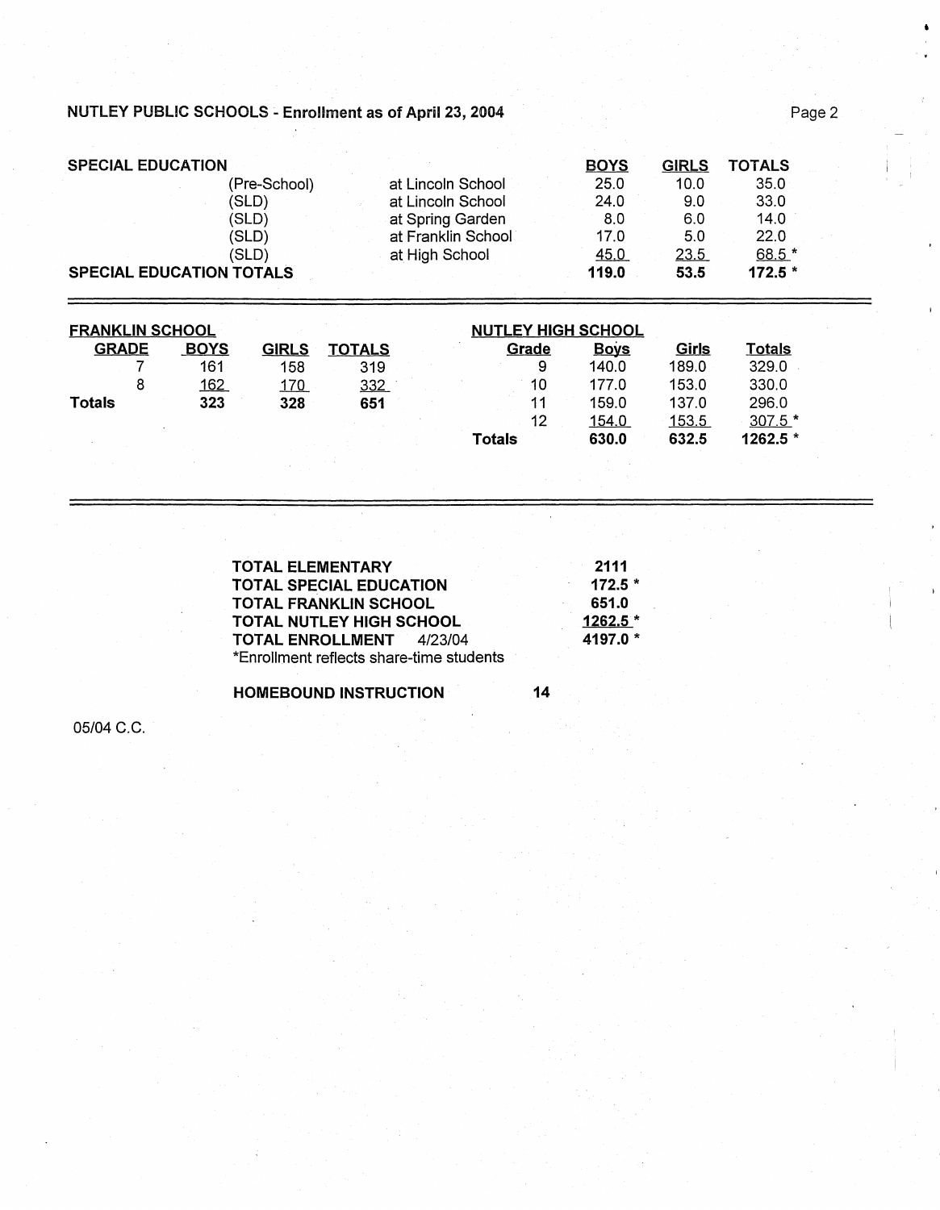# NUTLEY PUBLIC SCHOOLS - Enrollment as of April 23, 2004

| SPECIAL EDUCATION | | | BOYS | GIRLS | TOTALS |
|---|---|---|---|---|---|
| | (Pre-School) | at Lincoln School | 25.0 | 10.0 | 35.0 |
| | (SLD) | at Lincoln School | 24.0 | 9.0 | 33.0 |
| | (SLD) | at Spring Garden | 8.0 | 6.0 | 14.0 |
| | (SLD) | at Franklin School | 17.0 | 5.0 | 22.0 |
| | (SLD) | at High School | 45.0 | 23.5 | 68.5 * |
| **SPECIAL EDUCATION TOTALS** | | | **119.0** | **53.5** | **172.5 *** |

**FRANKLIN SCHOOL**

| GRADE | BOYS | GIRLS | TOTALS |
|---|---|---|---|
| 7 | 161 | 158 | 319 |
| 8 | 162 | 170 | 332 |
| **Totals** | **323** | **328** | **651** |

**NUTLEY HIGH SCHOOL**

| Grade | Boys | Girls | Totals |
|---|---|---|---|
| 9 | 140.0 | 189.0 | 329.0 |
| 10 | 177.0 | 153.0 | 330.0 |
| 11 | 159.0 | 137.0 | 296.0 |
| 12 | 154.0 | 153.5 | 307.5 * |
| **Totals** | **630.0** | **632.5** | **1262.5 *** |

| | |
|---|---|
| **TOTAL ELEMENTARY** | **2111** |
| **TOTAL SPECIAL EDUCATION** | **172.5 *** |
| **TOTAL FRANKLIN SCHOOL** | **651.0** |
| **TOTAL NUTLEY HIGH SCHOOL** | **1262.5 *** |
| **TOTAL ENROLLMENT** 4/23/04 | **4197.0 *** |

*Enrollment reflects share-time students

**HOMEBOUND INSTRUCTION** **14**

05/04 C.C.